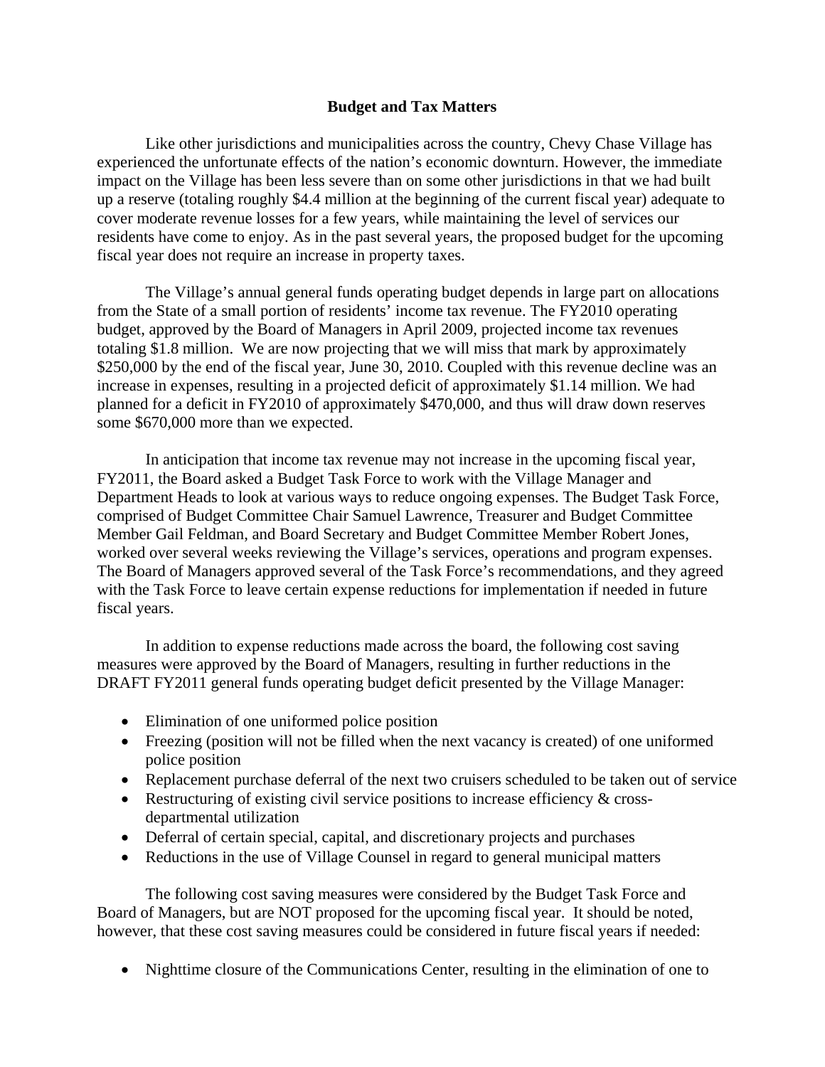## Budget and Tax Matters

Like other jurisdictions and municipalities across the country, Chevy Chase Village has experienced the unfortunate effects of the nation's economic downturn. However, the immediate impact on the Village has been less severe than on some other jurisdictions in that we had built up a reserve (totaling roughly $4.4 million at the beginning of the current fiscal year) adequate to cover moderate revenue losses for a few years, while maintaining the level of services our residents have come to enjoy. As in the past several years, the proposed budget for the upcoming fiscal year does not require an increase in property taxes.

The Village's annual general funds operating budget depends in large part on allocations from the State of a small portion of residents' income tax revenue. The FY2010 operating budget, approved by the Board of Managers in April 2009, projected income tax revenues totaling $1.8 million. We are now projecting that we will miss that mark by approximately $250,000 by the end of the fiscal year, June 30, 2010. Coupled with this revenue decline was an increase in expenses, resulting in a projected deficit of approximately $1.14 million. We had planned for a deficit in FY2010 of approximately $470,000, and thus will draw down reserves some $670,000 more than we expected.

In anticipation that income tax revenue may not increase in the upcoming fiscal year, FY2011, the Board asked a Budget Task Force to work with the Village Manager and Department Heads to look at various ways to reduce ongoing expenses. The Budget Task Force, comprised of Budget Committee Chair Samuel Lawrence, Treasurer and Budget Committee Member Gail Feldman, and Board Secretary and Budget Committee Member Robert Jones, worked over several weeks reviewing the Village's services, operations and program expenses. The Board of Managers approved several of the Task Force's recommendations, and they agreed with the Task Force to leave certain expense reductions for implementation if needed in future fiscal years.

In addition to expense reductions made across the board, the following cost saving measures were approved by the Board of Managers, resulting in further reductions in the DRAFT FY2011 general funds operating budget deficit presented by the Village Manager:

- Elimination of one uniformed police position
- Freezing (position will not be filled when the next vacancy is created) of one uniformed police position
- Replacement purchase deferral of the next two cruisers scheduled to be taken out of service
- Restructuring of existing civil service positions to increase efficiency & cross-departmental utilization
- Deferral of certain special, capital, and discretionary projects and purchases
- Reductions in the use of Village Counsel in regard to general municipal matters

The following cost saving measures were considered by the Budget Task Force and Board of Managers, but are NOT proposed for the upcoming fiscal year. It should be noted, however, that these cost saving measures could be considered in future fiscal years if needed:

- Nighttime closure of the Communications Center, resulting in the elimination of one to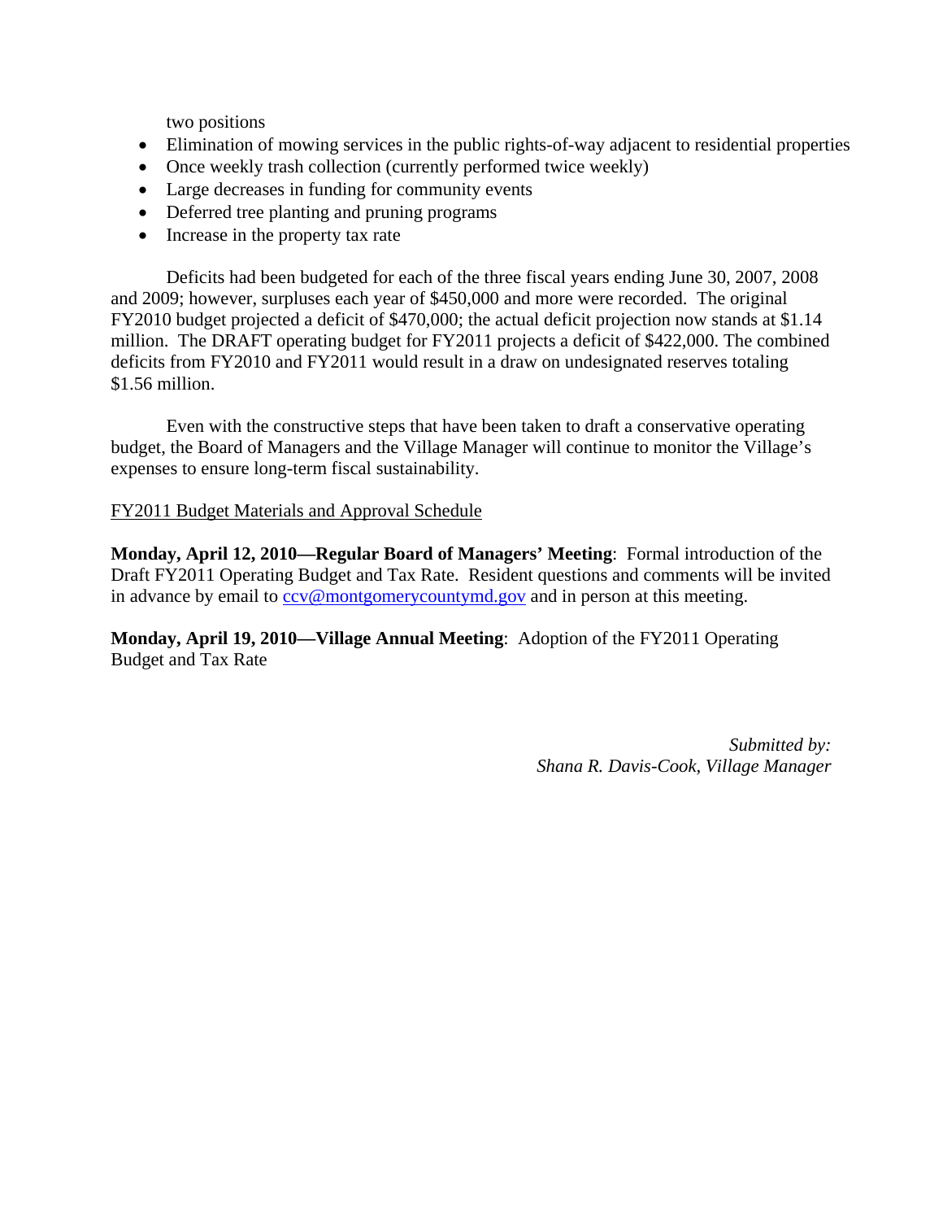two positions

- Elimination of mowing services in the public rights-of-way adjacent to residential properties
- Once weekly trash collection (currently performed twice weekly)
- Large decreases in funding for community events
- Deferred tree planting and pruning programs
- Increase in the property tax rate

Deficits had been budgeted for each of the three fiscal years ending June 30, 2007, 2008 and 2009; however, surpluses each year of $450,000 and more were recorded. The original FY2010 budget projected a deficit of $470,000; the actual deficit projection now stands at $1.14 million. The DRAFT operating budget for FY2011 projects a deficit of $422,000. The combined deficits from FY2010 and FY2011 would result in a draw on undesignated reserves totaling $1.56 million.

Even with the constructive steps that have been taken to draft a conservative operating budget, the Board of Managers and the Village Manager will continue to monitor the Village's expenses to ensure long-term fiscal sustainability.

FY2011 Budget Materials and Approval Schedule

**Monday, April 12, 2010—Regular Board of Managers' Meeting**: Formal introduction of the Draft FY2011 Operating Budget and Tax Rate. Resident questions and comments will be invited in advance by email to ccv@montgomerycountymd.gov and in person at this meeting.

**Monday, April 19, 2010—Village Annual Meeting**: Adoption of the FY2011 Operating Budget and Tax Rate

*Submitted by:*
*Shana R. Davis-Cook, Village Manager*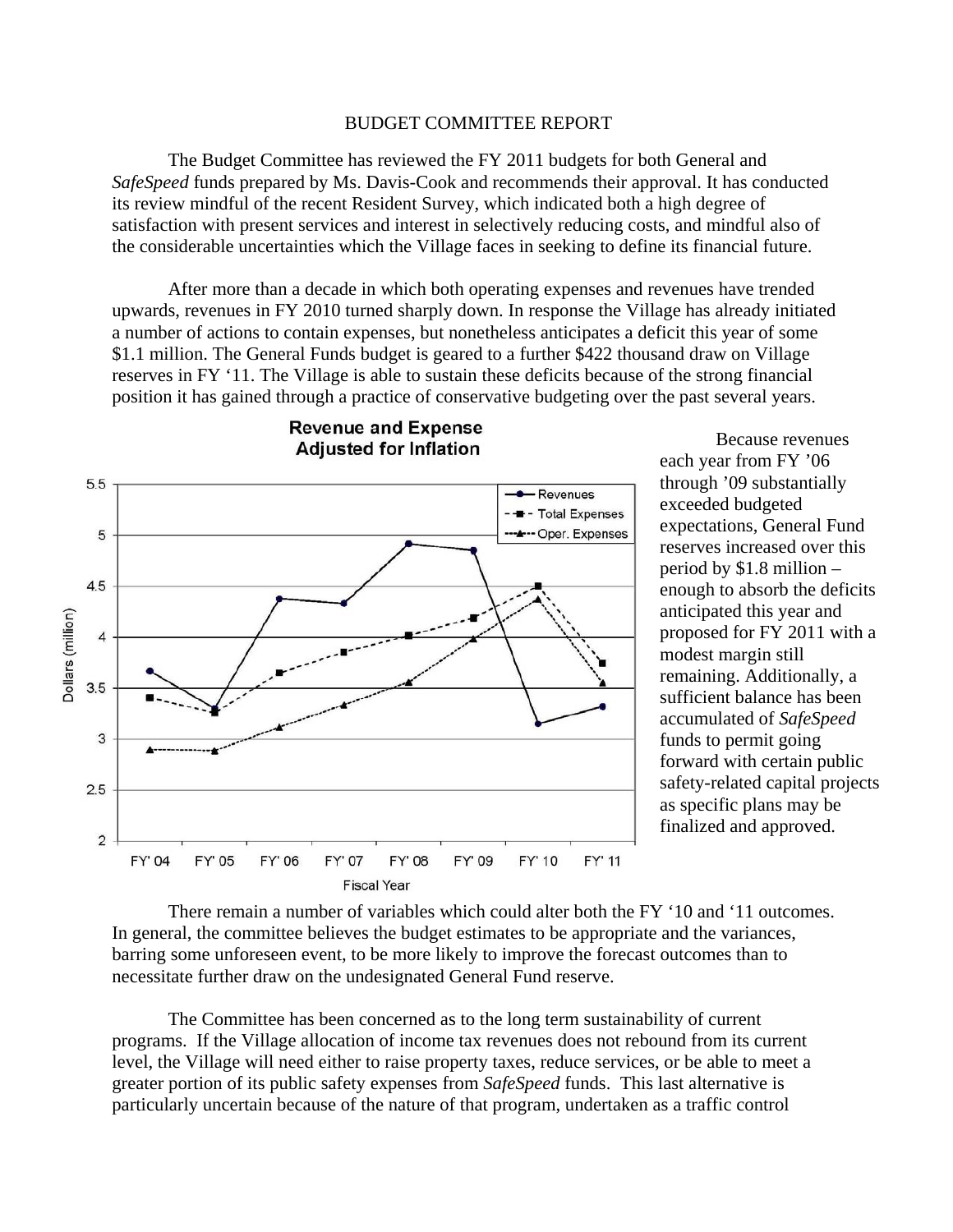BUDGET COMMITTEE REPORT

The Budget Committee has reviewed the FY 2011 budgets for both General and *SafeSpeed* funds prepared by Ms. Davis-Cook and recommends their approval. It has conducted its review mindful of the recent Resident Survey, which indicated both a high degree of satisfaction with present services and interest in selectively reducing costs, and mindful also of the considerable uncertainties which the Village faces in seeking to define its financial future.

After more than a decade in which both operating expenses and revenues have trended upwards, revenues in FY 2010 turned sharply down. In response the Village has already initiated a number of actions to contain expenses, but nonetheless anticipates a deficit this year of some $1.1 million. The General Funds budget is geared to a further $422 thousand draw on Village reserves in FY '11. The Village is able to sustain these deficits because of the strong financial position it has gained through a practice of conservative budgeting over the past several years.

**Revenue and Expense Adjusted for Inflation**

| Fiscal Year | Revenues | Total Expenses | Oper. Expenses |
|---|---|---|---|
| FY' 04 | 3.67 | 3.41 | 2.90 |
| FY' 05 | 3.30 | 3.26 | 2.89 |
| FY' 06 | 4.38 | 3.65 | 3.12 |
| FY' 07 | 4.33 | 3.85 | 3.33 |
| FY' 08 | 4.92 | 4.02 | 3.56 |
| FY' 09 | 4.85 | 4.19 | 3.98 |
| FY' 10 | 3.15 | 4.51 | 4.38 |
| FY' 11 | 3.32 | 3.75 | 3.55 |

Dollars (million)

Because revenues each year from FY '06 through '09 substantially exceeded budgeted expectations, General Fund reserves increased over this period by $1.8 million – enough to absorb the deficits anticipated this year and proposed for FY 2011 with a modest margin still remaining. Additionally, a sufficient balance has been accumulated of *SafeSpeed* funds to permit going forward with certain public safety-related capital projects as specific plans may be finalized and approved.

There remain a number of variables which could alter both the FY '10 and '11 outcomes. In general, the committee believes the budget estimates to be appropriate and the variances, barring some unforeseen event, to be more likely to improve the forecast outcomes than to necessitate further draw on the undesignated General Fund reserve.

The Committee has been concerned as to the long term sustainability of current programs. If the Village allocation of income tax revenues does not rebound from its current level, the Village will need either to raise property taxes, reduce services, or be able to meet a greater portion of its public safety expenses from *SafeSpeed* funds. This last alternative is particularly uncertain because of the nature of that program, undertaken as a traffic control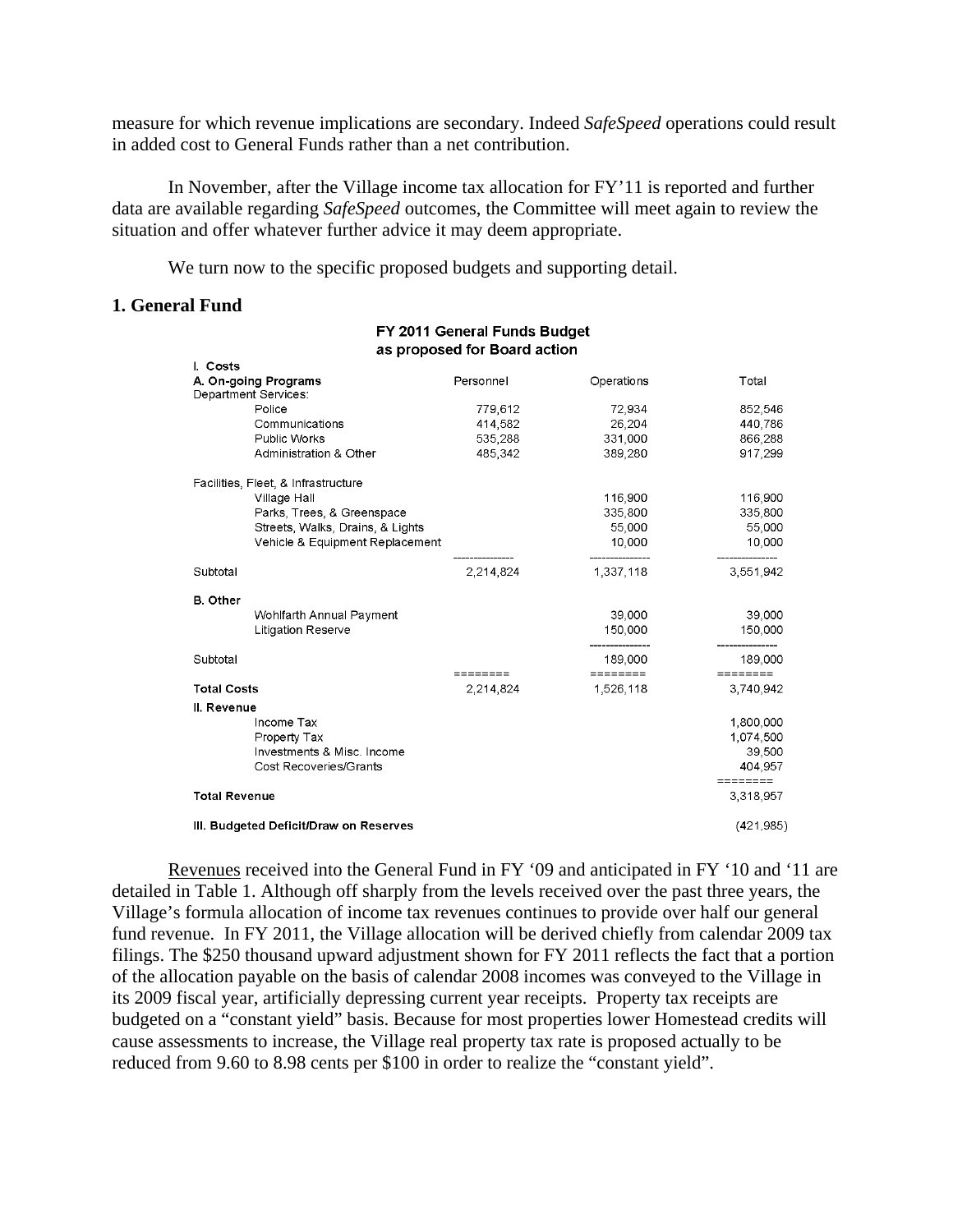measure for which revenue implications are secondary. Indeed *SafeSpeed* operations could result in added cost to General Funds rather than a net contribution.

In November, after the Village income tax allocation for FY'11 is reported and further data are available regarding *SafeSpeed* outcomes, the Committee will meet again to review the situation and offer whatever further advice it may deem appropriate.

We turn now to the specific proposed budgets and supporting detail.

### 1. General Fund

**FY 2011 General Funds Budget as proposed for Board action**

| | Personnel | Operations | Total |
|---|---|---|---|
| **I. Costs** | | | |
| **A. On-going Programs** | | | |
| Department Services: | | | |
| Police | 779,612 | 72,934 | 852,546 |
| Communications | 414,582 | 26,204 | 440,786 |
| Public Works | 535,288 | 331,000 | 866,288 |
| Administration & Other | 485,342 | 389,280 | 917,299 |
| Facilities, Fleet, & Infrastructure | | | |
| Village Hall | | 116,900 | 116,900 |
| Parks, Trees, & Greenspace | | 335,800 | 335,800 |
| Streets, Walks, Drains, & Lights | | 55,000 | 55,000 |
| Vehicle & Equipment Replacement | | 10,000 | 10,000 |
| Subtotal | 2,214,824 | 1,337,118 | 3,551,942 |
| **B. Other** | | | |
| Wohlfarth Annual Payment | | 39,000 | 39,000 |
| Litigation Reserve | | 150,000 | 150,000 |
| Subtotal | | 189,000 | 189,000 |
| **Total Costs** | 2,214,824 | 1,526,118 | 3,740,942 |
| **II. Revenue** | | | |
| Income Tax | | | 1,800,000 |
| Property Tax | | | 1,074,500 |
| Investments & Misc. Income | | | 39,500 |
| Cost Recoveries/Grants | | | 404,957 |
| **Total Revenue** | | | 3,318,957 |
| **III. Budgeted Deficit/Draw on Reserves** | | | (421,985) |

Revenues received into the General Fund in FY '09 and anticipated in FY '10 and '11 are detailed in Table 1. Although off sharply from the levels received over the past three years, the Village's formula allocation of income tax revenues continues to provide over half our general fund revenue. In FY 2011, the Village allocation will be derived chiefly from calendar 2009 tax filings. The $250 thousand upward adjustment shown for FY 2011 reflects the fact that a portion of the allocation payable on the basis of calendar 2008 incomes was conveyed to the Village in its 2009 fiscal year, artificially depressing current year receipts. Property tax receipts are budgeted on a "constant yield" basis. Because for most properties lower Homestead credits will cause assessments to increase, the Village real property tax rate is proposed actually to be reduced from 9.60 to 8.98 cents per $100 in order to realize the "constant yield".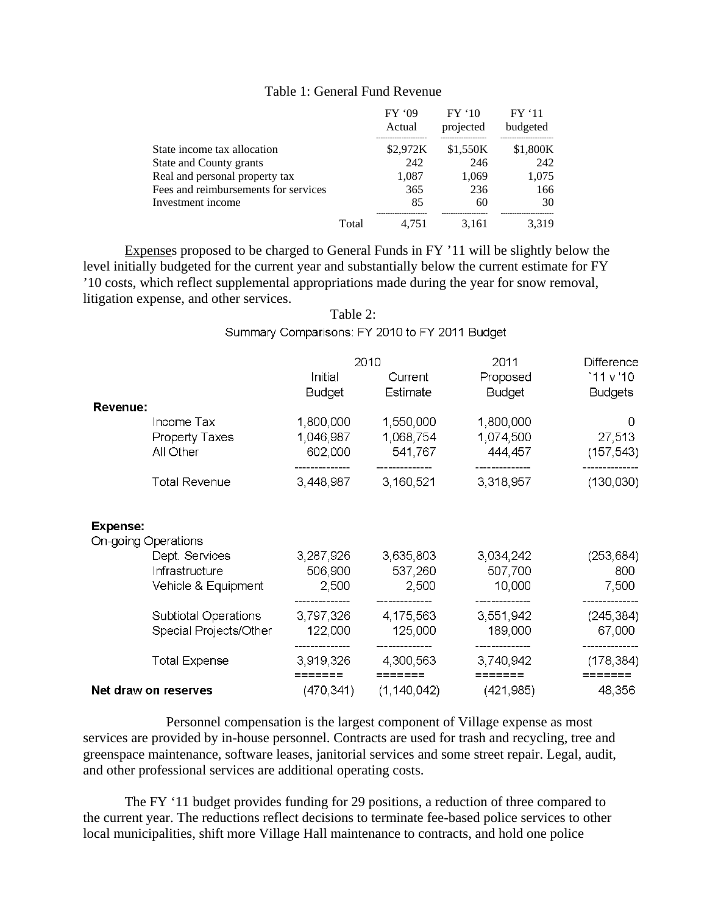Table 1: General Fund Revenue

| | FY '09 Actual | FY '10 projected | FY '11 budgeted |
|---|---|---|---|
| State income tax allocation | $2,972K | $1,550K | $1,800K |
| State and County grants | 242 | 246 | 242 |
| Real and personal property tax | 1,087 | 1,069 | 1,075 |
| Fees and reimbursements for services | 365 | 236 | 166 |
| Investment income | 85 | 60 | 30 |
| Total | 4,751 | 3,161 | 3,319 |

Expenses proposed to be charged to General Funds in FY '11 will be slightly below the level initially budgeted for the current year and substantially below the current estimate for FY '10 costs, which reflect supplemental appropriations made during the year for snow removal, litigation expense, and other services.

Table 2:

Summary Comparisons: FY 2010 to FY 2011 Budget

| | 2010 Initial Budget | 2010 Current Estimate | 2011 Proposed Budget | Difference '11 v '10 Budgets |
|---|---|---|---|---|
| **Revenue:** | | | | |
| Income Tax | 1,800,000 | 1,550,000 | 1,800,000 | 0 |
| Property Taxes | 1,046,987 | 1,068,754 | 1,074,500 | 27,513 |
| All Other | 602,000 | 541,767 | 444,457 | (157,543) |
| Total Revenue | 3,448,987 | 3,160,521 | 3,318,957 | (130,030) |
| **Expense:** | | | | |
| On-going Operations | | | | |
| Dept. Services | 3,287,926 | 3,635,803 | 3,034,242 | (253,684) |
| Infrastructure | 506,900 | 537,260 | 507,700 | 800 |
| Vehicle & Equipment | 2,500 | 2,500 | 10,000 | 7,500 |
| Subtiotal Operations | 3,797,326 | 4,175,563 | 3,551,942 | (245,384) |
| Special Projects/Other | 122,000 | 125,000 | 189,000 | 67,000 |
| Total Expense | 3,919,326 | 4,300,563 | 3,740,942 | (178,384) |
| **Net draw on reserves** | (470,341) | (1,140,042) | (421,985) | 48,356 |

Personnel compensation is the largest component of Village expense as most services are provided by in-house personnel. Contracts are used for trash and recycling, tree and greenspace maintenance, software leases, janitorial services and some street repair. Legal, audit, and other professional services are additional operating costs.

The FY '11 budget provides funding for 29 positions, a reduction of three compared to the current year. The reductions reflect decisions to terminate fee-based police services to other local municipalities, shift more Village Hall maintenance to contracts, and hold one police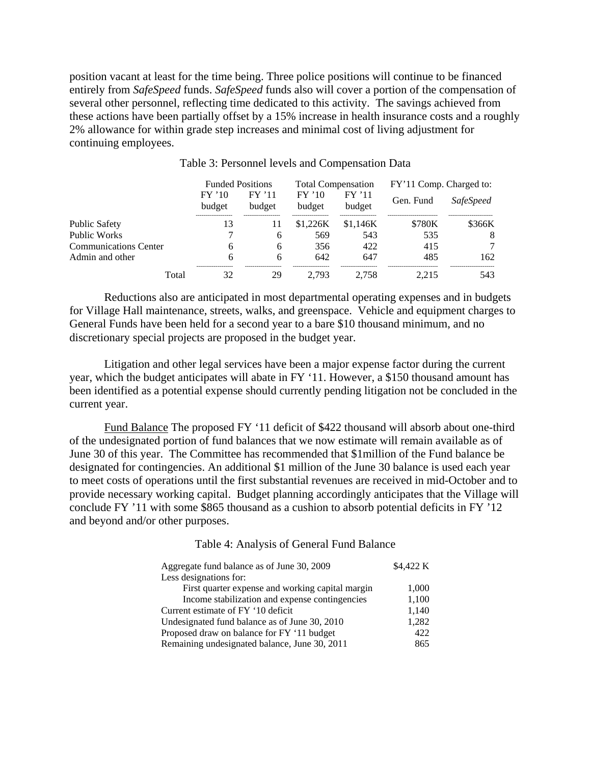position vacant at least for the time being. Three police positions will continue to be financed entirely from *SafeSpeed* funds. *SafeSpeed* funds also will cover a portion of the compensation of several other personnel, reflecting time dedicated to this activity. The savings achieved from these actions have been partially offset by a 15% increase in health insurance costs and a roughly 2% allowance for within grade step increases and minimal cost of living adjustment for continuing employees.

Table 3: Personnel levels and Compensation Data

| | Funded Positions | | Total Compensation | | FY'11 Comp. Charged to: | |
|---|---|---|---|---|---|---|
| | FY '10 budget | FY '11 budget | FY '10 budget | FY '11 budget | Gen. Fund | *SafeSpeed* |
| Public Safety | 13 | 11 | $1,226K | $1,146K | $780K | $366K |
| Public Works | 7 | 6 | 569 | 543 | 535 | 8 |
| Communications Center | 6 | 6 | 356 | 422 | 415 | 7 |
| Admin and other | 6 | 6 | 642 | 647 | 485 | 162 |
| Total | 32 | 29 | 2,793 | 2,758 | 2,215 | 543 |

Reductions also are anticipated in most departmental operating expenses and in budgets for Village Hall maintenance, streets, walks, and greenspace. Vehicle and equipment charges to General Funds have been held for a second year to a bare $10 thousand minimum, and no discretionary special projects are proposed in the budget year.

Litigation and other legal services have been a major expense factor during the current year, which the budget anticipates will abate in FY '11. However, a $150 thousand amount has been identified as a potential expense should currently pending litigation not be concluded in the current year.

Fund Balance The proposed FY '11 deficit of $422 thousand will absorb about one-third of the undesignated portion of fund balances that we now estimate will remain available as of June 30 of this year. The Committee has recommended that $1million of the Fund balance be designated for contingencies. An additional $1 million of the June 30 balance is used each year to meet costs of operations until the first substantial revenues are received in mid-October and to provide necessary working capital. Budget planning accordingly anticipates that the Village will conclude FY '11 with some $865 thousand as a cushion to absorb potential deficits in FY '12 and beyond and/or other purposes.

Table 4: Analysis of General Fund Balance

| | |
|---|---|
| Aggregate fund balance as of June 30, 2009 | $4,422 K |
| Less designations for: | |
| First quarter expense and working capital margin | 1,000 |
| Income stabilization and expense contingencies | 1,100 |
| Current estimate of FY '10 deficit | 1,140 |
| Undesignated fund balance as of June 30, 2010 | 1,282 |
| Proposed draw on balance for FY '11 budget | 422 |
| Remaining undesignated balance, June 30, 2011 | 865 |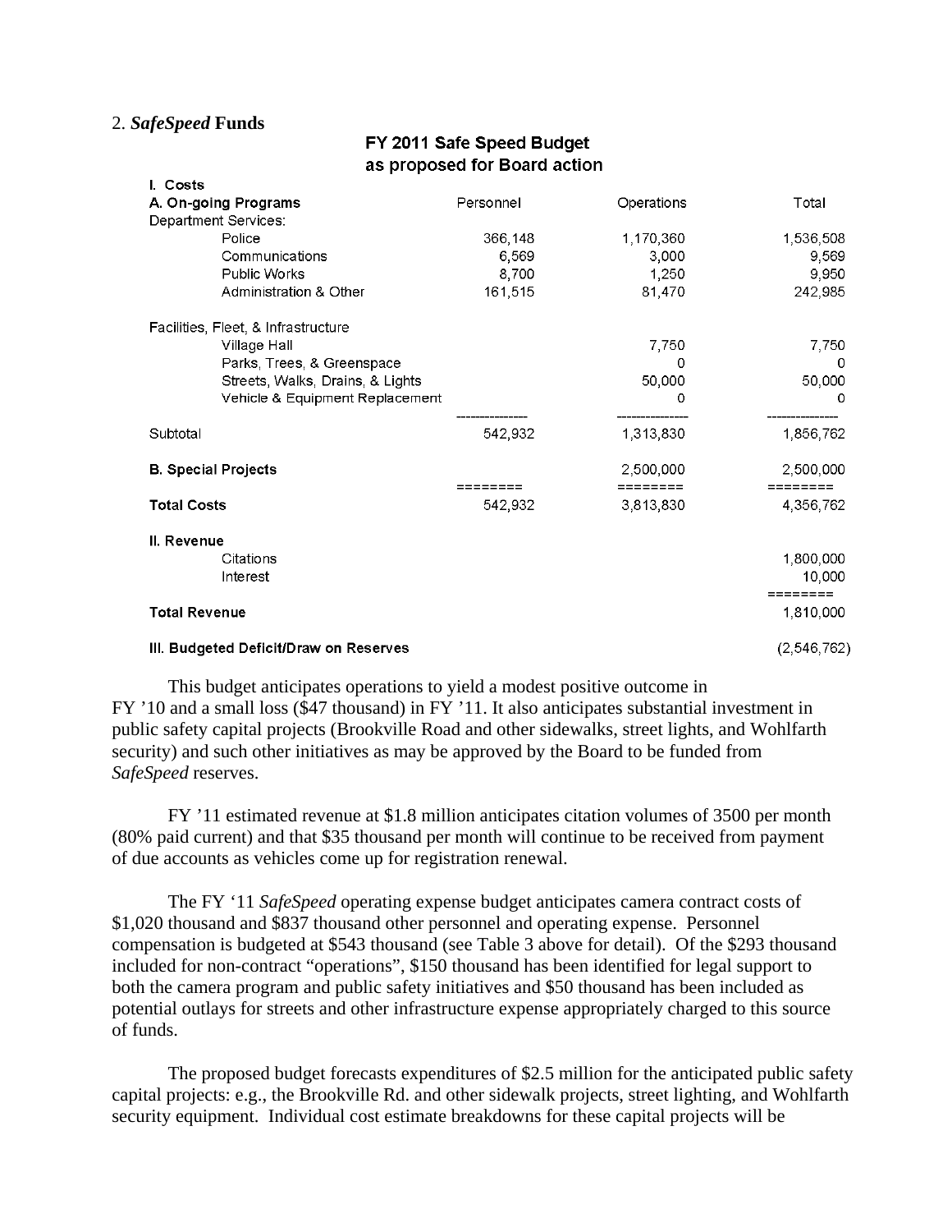## 2. *SafeSpeed* Funds

**FY 2011 Safe Speed Budget as proposed for Board action**

| | Personnel | Operations | Total |
|---|---|---|---|
| **I. Costs** | | | |
| **A. On-going Programs** | | | |
| Department Services: | | | |
| Police | 366,148 | 1,170,360 | 1,536,508 |
| Communications | 6,569 | 3,000 | 9,569 |
| Public Works | 8,700 | 1,250 | 9,950 |
| Administration & Other | 161,515 | 81,470 | 242,985 |
| Facilities, Fleet, & Infrastructure | | | |
| Village Hall | | 7,750 | 7,750 |
| Parks, Trees, & Greenspace | | 0 | 0 |
| Streets, Walks, Drains, & Lights | | 50,000 | 50,000 |
| Vehicle & Equipment Replacement | | 0 | 0 |
| Subtotal | 542,932 | 1,313,830 | 1,856,762 |
| **B. Special Projects** | | 2,500,000 | 2,500,000 |
| **Total Costs** | 542,932 | 3,813,830 | 4,356,762 |
| **II. Revenue** | | | |
| Citations | | | 1,800,000 |
| Interest | | | 10,000 |
| **Total Revenue** | | | 1,810,000 |
| **III. Budgeted Deficit/Draw on Reserves** | | | (2,546,762) |

This budget anticipates operations to yield a modest positive outcome in FY '10 and a small loss ($47 thousand) in FY '11. It also anticipates substantial investment in public safety capital projects (Brookville Road and other sidewalks, street lights, and Wohlfarth security) and such other initiatives as may be approved by the Board to be funded from *SafeSpeed* reserves.

FY '11 estimated revenue at $1.8 million anticipates citation volumes of 3500 per month (80% paid current) and that $35 thousand per month will continue to be received from payment of due accounts as vehicles come up for registration renewal.

The FY '11 *SafeSpeed* operating expense budget anticipates camera contract costs of $1,020 thousand and $837 thousand other personnel and operating expense. Personnel compensation is budgeted at $543 thousand (see Table 3 above for detail). Of the $293 thousand included for non-contract "operations", $150 thousand has been identified for legal support to both the camera program and public safety initiatives and $50 thousand has been included as potential outlays for streets and other infrastructure expense appropriately charged to this source of funds.

The proposed budget forecasts expenditures of $2.5 million for the anticipated public safety capital projects: e.g., the Brookville Rd. and other sidewalk projects, street lighting, and Wohlfarth security equipment. Individual cost estimate breakdowns for these capital projects will be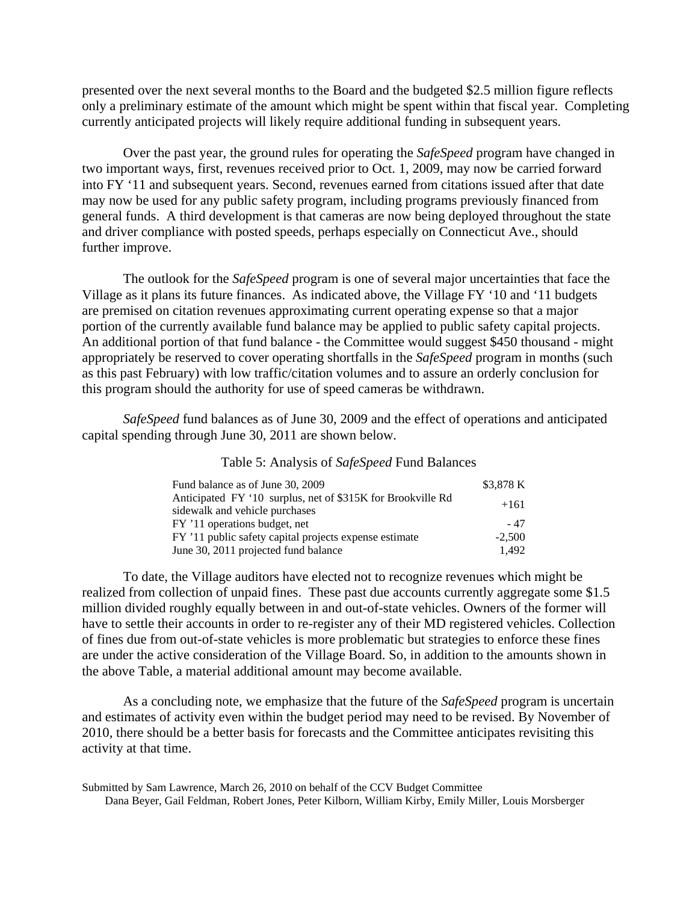presented over the next several months to the Board and the budgeted $2.5 million figure reflects only a preliminary estimate of the amount which might be spent within that fiscal year. Completing currently anticipated projects will likely require additional funding in subsequent years.

Over the past year, the ground rules for operating the *SafeSpeed* program have changed in two important ways, first, revenues received prior to Oct. 1, 2009, may now be carried forward into FY '11 and subsequent years. Second, revenues earned from citations issued after that date may now be used for any public safety program, including programs previously financed from general funds. A third development is that cameras are now being deployed throughout the state and driver compliance with posted speeds, perhaps especially on Connecticut Ave., should further improve.

The outlook for the *SafeSpeed* program is one of several major uncertainties that face the Village as it plans its future finances. As indicated above, the Village FY '10 and '11 budgets are premised on citation revenues approximating current operating expense so that a major portion of the currently available fund balance may be applied to public safety capital projects. An additional portion of that fund balance - the Committee would suggest $450 thousand - might appropriately be reserved to cover operating shortfalls in the *SafeSpeed* program in months (such as this past February) with low traffic/citation volumes and to assure an orderly conclusion for this program should the authority for use of speed cameras be withdrawn.

*SafeSpeed* fund balances as of June 30, 2009 and the effect of operations and anticipated capital spending through June 30, 2011 are shown below.

Table 5: Analysis of *SafeSpeed* Fund Balances

| | |
|---|---|
| Fund balance as of June 30, 2009 | $3,878 K |
| Anticipated FY '10 surplus, net of $315K for Brookville Rd sidewalk and vehicle purchases | +161 |
| FY '11 operations budget, net | - 47 |
| FY '11 public safety capital projects expense estimate | -2,500 |
| June 30, 2011 projected fund balance | 1,492 |

To date, the Village auditors have elected not to recognize revenues which might be realized from collection of unpaid fines. These past due accounts currently aggregate some $1.5 million divided roughly equally between in and out-of-state vehicles. Owners of the former will have to settle their accounts in order to re-register any of their MD registered vehicles. Collection of fines due from out-of-state vehicles is more problematic but strategies to enforce these fines are under the active consideration of the Village Board. So, in addition to the amounts shown in the above Table, a material additional amount may become available.

As a concluding note, we emphasize that the future of the *SafeSpeed* program is uncertain and estimates of activity even within the budget period may need to be revised. By November of 2010, there should be a better basis for forecasts and the Committee anticipates revisiting this activity at that time.

Submitted by Sam Lawrence, March 26, 2010 on behalf of the CCV Budget Committee
Dana Beyer, Gail Feldman, Robert Jones, Peter Kilborn, William Kirby, Emily Miller, Louis Morsberger